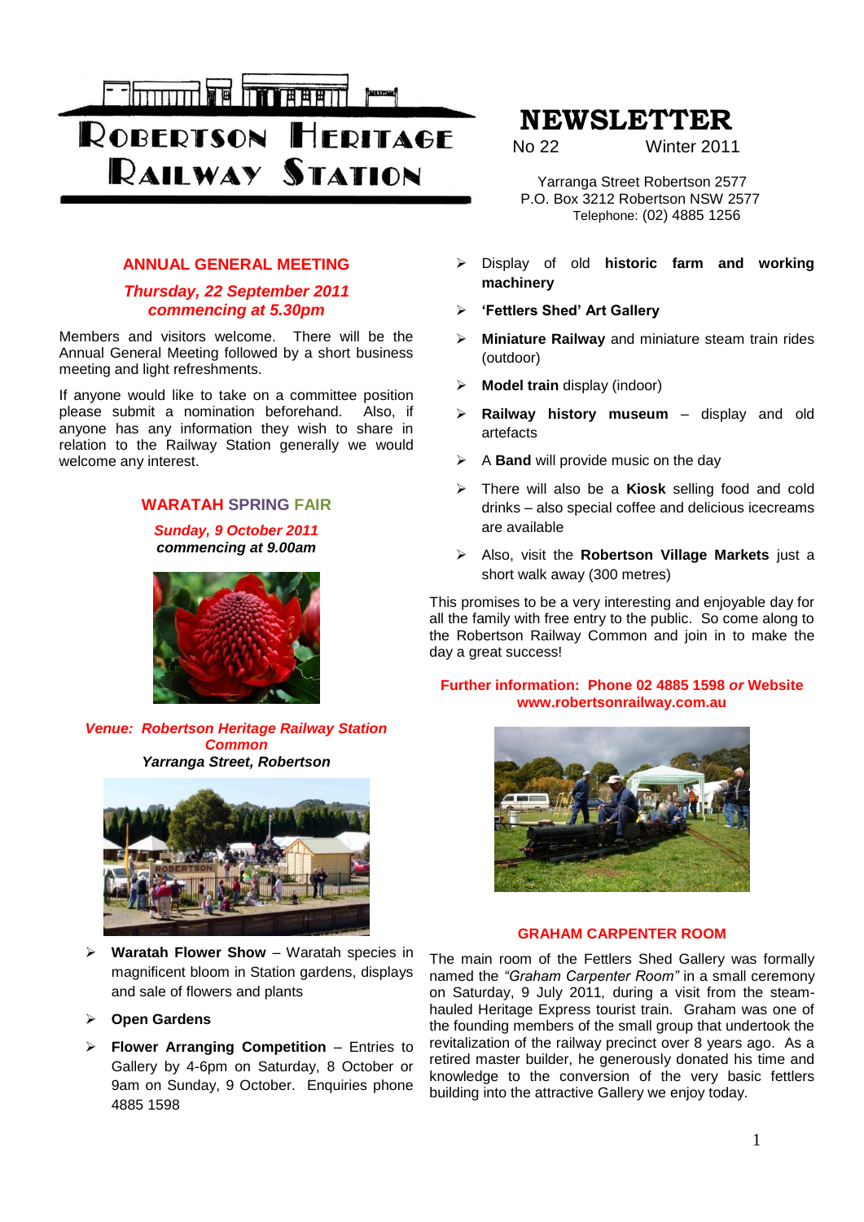# ROBERTSON HERITAGE RAILWAY STATION

# NEWSLETTER

No 22 Winter 2011

Yarranga Street Robertson 2577
P.O. Box 3212 Robertson NSW 2577
Telephone: (02) 4885 1256

## ANNUAL GENERAL MEETING

***Thursday, 22 September 2011***
***commencing at 5.30pm***

Members and visitors welcome. There will be the Annual General Meeting followed by a short business meeting and light refreshments.

If anyone would like to take on a committee position please submit a nomination beforehand. Also, if anyone has any information they wish to share in relation to the Railway Station generally we would welcome any interest.

## WARATAH SPRING FAIR

***Sunday, 9 October 2011***
***commencing at 9.00am***

***Venue: Robertson Heritage Railway Station Common***
***Yarranga Street, Robertson***

- **Waratah Flower Show** – Waratah species in magnificent bloom in Station gardens, displays and sale of flowers and plants
- **Open Gardens**
- **Flower Arranging Competition** – Entries to Gallery by 4-6pm on Saturday, 8 October or 9am on Sunday, 9 October. Enquiries phone 4885 1598
- Display of old **historic farm and working machinery**
- **'Fettlers Shed' Art Gallery**
- **Miniature Railway** and miniature steam train rides (outdoor)
- **Model train** display (indoor)
- **Railway history museum** – display and old artefacts
- A **Band** will provide music on the day
- There will also be a **Kiosk** selling food and cold drinks – also special coffee and delicious icecreams are available
- Also, visit the **Robertson Village Markets** just a short walk away (300 metres)

This promises to be a very interesting and enjoyable day for all the family with free entry to the public. So come along to the Robertson Railway Common and join in to make the day a great success!

**Further information: Phone 02 4885 1598 *or* Website www.robertsonrailway.com.au**

## GRAHAM CARPENTER ROOM

The main room of the Fettlers Shed Gallery was formally named the *"Graham Carpenter Room"* in a small ceremony on Saturday, 9 July 2011, during a visit from the steam-hauled Heritage Express tourist train. Graham was one of the founding members of the small group that undertook the revitalization of the railway precinct over 8 years ago. As a retired master builder, he generously donated his time and knowledge to the conversion of the very basic fettlers building into the attractive Gallery we enjoy today.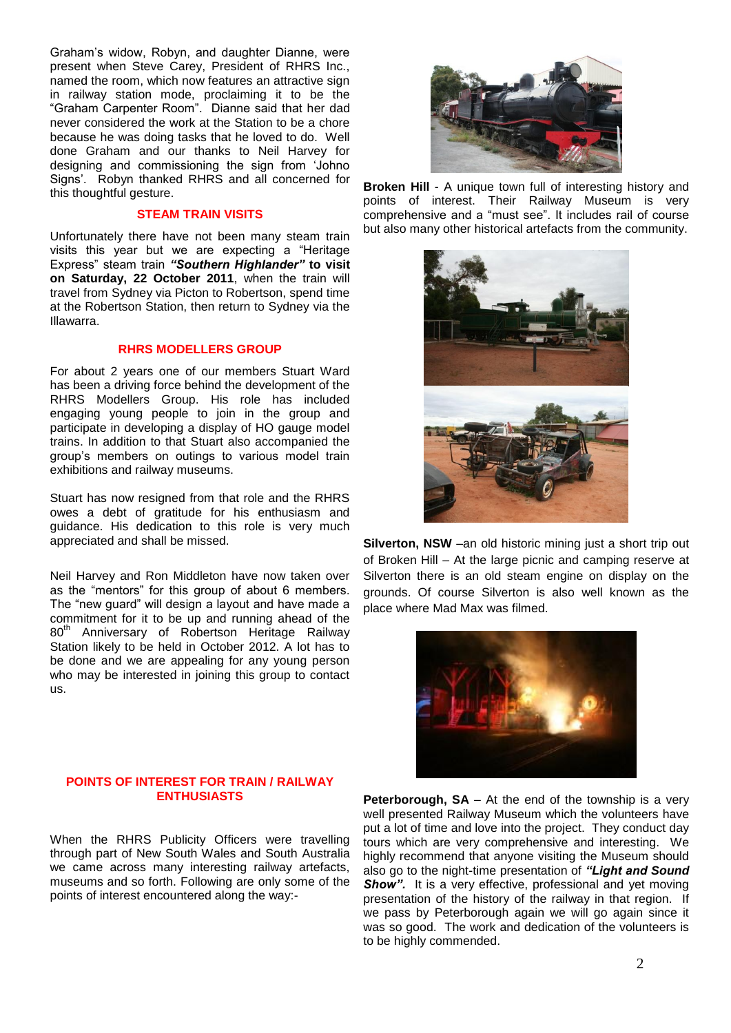Graham's widow, Robyn, and daughter Dianne, were present when Steve Carey, President of RHRS Inc., named the room, which now features an attractive sign in railway station mode, proclaiming it to be the "Graham Carpenter Room". Dianne said that her dad never considered the work at the Station to be a chore because he was doing tasks that he loved to do. Well done Graham and our thanks to Neil Harvey for designing and commissioning the sign from 'Johno Signs'. Robyn thanked RHRS and all concerned for this thoughtful gesture.

## STEAM TRAIN VISITS

Unfortunately there have not been many steam train visits this year but we are expecting a "Heritage Express" steam train ***"Southern Highlander"* to visit on Saturday, 22 October 2011**, when the train will travel from Sydney via Picton to Robertson, spend time at the Robertson Station, then return to Sydney via the Illawarra.

## RHRS MODELLERS GROUP

For about 2 years one of our members Stuart Ward has been a driving force behind the development of the RHRS Modellers Group. His role has included engaging young people to join in the group and participate in developing a display of HO gauge model trains. In addition to that Stuart also accompanied the group's members on outings to various model train exhibitions and railway museums.

Stuart has now resigned from that role and the RHRS owes a debt of gratitude for his enthusiasm and guidance. His dedication to this role is very much appreciated and shall be missed.

Neil Harvey and Ron Middleton have now taken over as the "mentors" for this group of about 6 members. The "new guard" will design a layout and have made a commitment for it to be up and running ahead of the 80th Anniversary of Robertson Heritage Railway Station likely to be held in October 2012. A lot has to be done and we are appealing for any young person who may be interested in joining this group to contact us.

## POINTS OF INTEREST FOR TRAIN / RAILWAY ENTHUSIASTS

When the RHRS Publicity Officers were travelling through part of New South Wales and South Australia we came across many interesting railway artefacts, museums and so forth. Following are only some of the points of interest encountered along the way:-

**Broken Hill** - A unique town full of interesting history and points of interest. Their Railway Museum is very comprehensive and a "must see". It includes rail of course but also many other historical artefacts from the community.

**Silverton, NSW** –an old historic mining just a short trip out of Broken Hill – At the large picnic and camping reserve at Silverton there is an old steam engine on display on the grounds. Of course Silverton is also well known as the place where Mad Max was filmed.

**Peterborough, SA** – At the end of the township is a very well presented Railway Museum which the volunteers have put a lot of time and love into the project. They conduct day tours which are very comprehensive and interesting. We highly recommend that anyone visiting the Museum should also go to the night-time presentation of ***"Light and Sound Show".*** It is a very effective, professional and yet moving presentation of the history of the railway in that region. If we pass by Peterborough again we will go again since it was so good. The work and dedication of the volunteers is to be highly commended.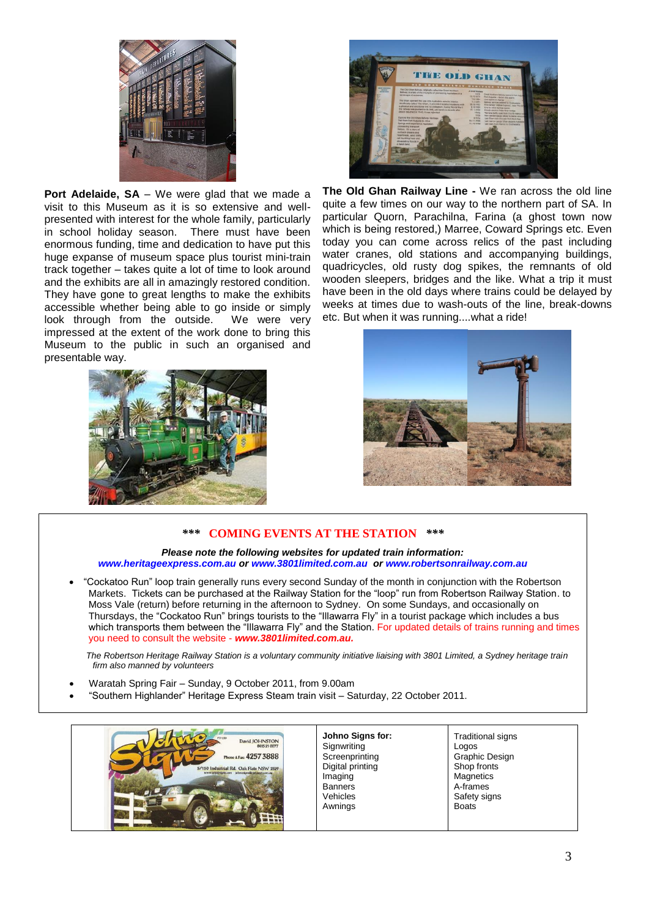**Port Adelaide, SA** – We were glad that we made a visit to this Museum as it is so extensive and well-presented with interest for the whole family, particularly in school holiday season. There must have been enormous funding, time and dedication to have put this huge expanse of museum space plus tourist mini-train track together – takes quite a lot of time to look around and the exhibits are all in amazingly restored condition. They have gone to great lengths to make the exhibits accessible whether being able to go inside or simply look through from the outside. We were very impressed at the extent of the work done to bring this Museum to the public in such an organised and presentable way.

**The Old Ghan Railway Line -** We ran across the old line quite a few times on our way to the northern part of SA. In particular Quorn, Parachilna, Farina (a ghost town now which is being restored,) Marree, Coward Springs etc. Even today you can come across relics of the past including water cranes, old stations and accompanying buildings, quadricycles, old rusty dog spikes, the remnants of old wooden sleepers, bridges and the like. What a trip it must have been in the old days where trains could be delayed by weeks at times due to wash-outs of the line, break-downs etc. But when it was running....what a ride!

## *** COMING EVENTS AT THE STATION ***

***Please note the following websites for updated train information:***
***www.heritageexpress.com.au** or **www.3801limited.com.au** or **www.robertsonrailway.com.au***

- "Cockatoo Run" loop train generally runs every second Sunday of the month in conjunction with the Robertson Markets. Tickets can be purchased at the Railway Station for the "loop" run from Robertson Railway Station. to Moss Vale (return) before returning in the afternoon to Sydney. On some Sundays, and occasionally on Thursdays, the "Cockatoo Run" brings tourists to the "Illawarra Fly" in a tourist package which includes a bus which transports them between the "Illawarra Fly" and the Station. For updated details of trains running and times you need to consult the website - ***www.3801limited.com.au.***

*The Robertson Heritage Railway Station is a voluntary community initiative liaising with 3801 Limited, a Sydney heritage train firm also manned by volunteers*

- Waratah Spring Fair – Sunday, 9 October 2011, from 9.00am
- "Southern Highlander" Heritage Express Steam train visit – Saturday, 22 October 2011.

Johno Signs
David JOHNSTON 0415 21 0077
Phone & Fax 4257 3888
5/150 Industrial Rd, Oak Flats NSW 2529

| | | |
|---|---|---|
| | **Johno Signs for:** | Traditional signs |
| | Signwriting | Logos |
| | Screenprinting | Graphic Design |
| | Digital printing | Shop fronts |
| | Imaging | Magnetics |
| | Banners | A-frames |
| | Vehicles | Safety signs |
| | Awnings | Boats |